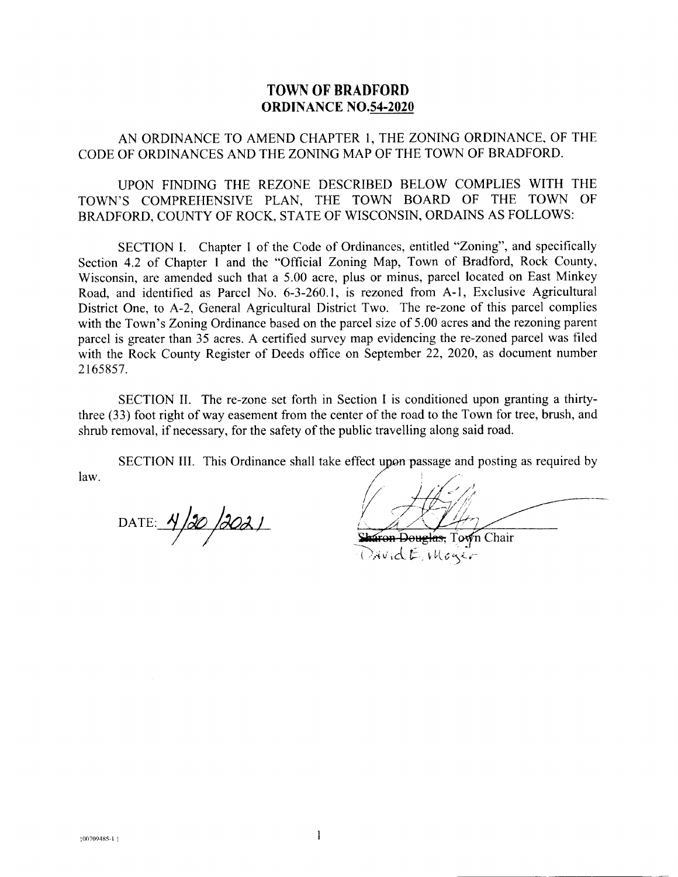# TOWN OF BRADFORD
## ORDINANCE NO.54-2020

AN ORDINANCE TO AMEND CHAPTER 1, THE ZONING ORDINANCE, OF THE CODE OF ORDINANCES AND THE ZONING MAP OF THE TOWN OF BRADFORD.

UPON FINDING THE REZONE DESCRIBED BELOW COMPLIES WITH THE TOWN'S COMPREHENSIVE PLAN, THE TOWN BOARD OF THE TOWN OF BRADFORD, COUNTY OF ROCK, STATE OF WISCONSIN, ORDAINS AS FOLLOWS:

SECTION I. Chapter 1 of the Code of Ordinances, entitled "Zoning", and specifically Section 4.2 of Chapter 1 and the "Official Zoning Map, Town of Bradford, Rock County, Wisconsin, are amended such that a 5.00 acre, plus or minus, parcel located on East Minkey Road, and identified as Parcel No. 6-3-260.1, is rezoned from A-1, Exclusive Agricultural District One, to A-2, General Agricultural District Two. The re-zone of this parcel complies with the Town's Zoning Ordinance based on the parcel size of 5.00 acres and the rezoning parent parcel is greater than 35 acres. A certified survey map evidencing the re-zoned parcel was filed with the Rock County Register of Deeds office on September 22, 2020, as document number 2165857.

SECTION II. The re-zone set forth in Section I is conditioned upon granting a thirty-three (33) foot right of way easement from the center of the road to the Town for tree, brush, and shrub removal, if necessary, for the safety of the public travelling along said road.

SECTION III. This Ordinance shall take effect upon passage and posting as required by law.

DATE: 4/20/2021

~~Sharon Douglas,~~ Town Chair
David E. Meyer

{00709485-1 }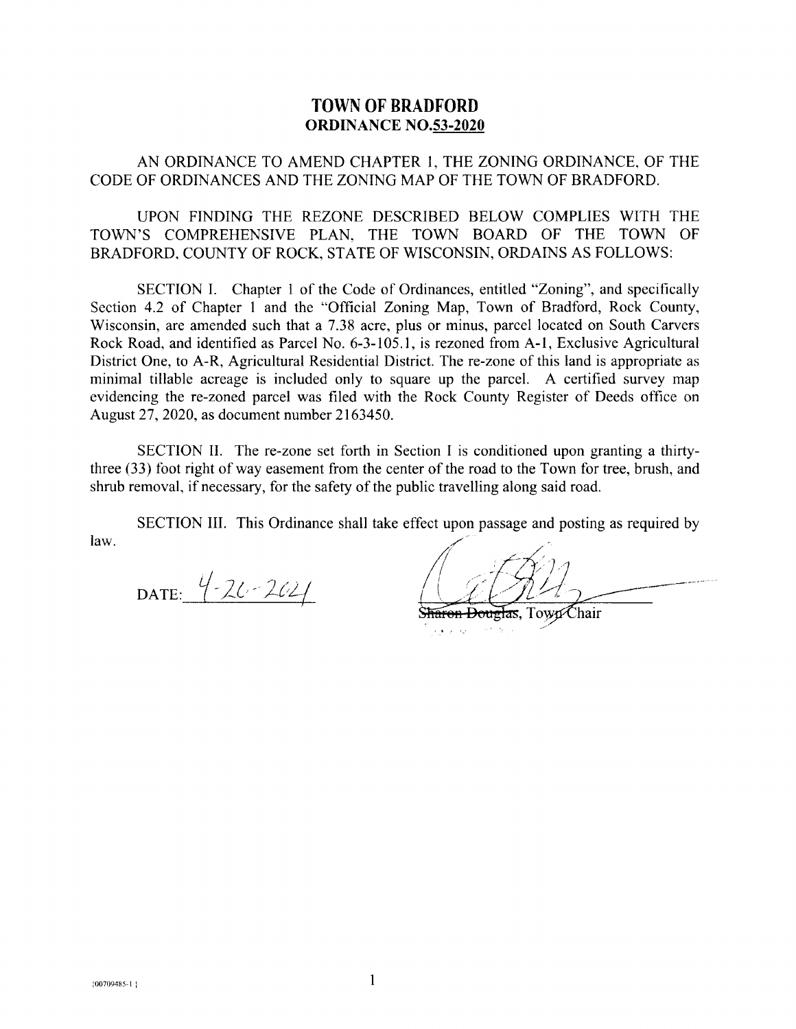# TOWN OF BRADFORD

## ORDINANCE NO.53-2020

AN ORDINANCE TO AMEND CHAPTER 1, THE ZONING ORDINANCE, OF THE CODE OF ORDINANCES AND THE ZONING MAP OF THE TOWN OF BRADFORD.

UPON FINDING THE REZONE DESCRIBED BELOW COMPLIES WITH THE TOWN'S COMPREHENSIVE PLAN, THE TOWN BOARD OF THE TOWN OF BRADFORD, COUNTY OF ROCK, STATE OF WISCONSIN, ORDAINS AS FOLLOWS:

SECTION I. Chapter 1 of the Code of Ordinances, entitled "Zoning", and specifically Section 4.2 of Chapter 1 and the "Official Zoning Map, Town of Bradford, Rock County, Wisconsin, are amended such that a 7.38 acre, plus or minus, parcel located on South Carvers Rock Road, and identified as Parcel No. 6-3-105.1, is rezoned from A-1, Exclusive Agricultural District One, to A-R, Agricultural Residential District. The re-zone of this land is appropriate as minimal tillable acreage is included only to square up the parcel. A certified survey map evidencing the re-zoned parcel was filed with the Rock County Register of Deeds office on August 27, 2020, as document number 2163450.

SECTION II. The re-zone set forth in Section I is conditioned upon granting a thirty-three (33) foot right of way easement from the center of the road to the Town for tree, brush, and shrub removal, if necessary, for the safety of the public travelling along said road.

SECTION III. This Ordinance shall take effect upon passage and posting as required by law.

DATE: 4-26-2021

~~Sharon Douglas~~, Town Chair

{00709485-1}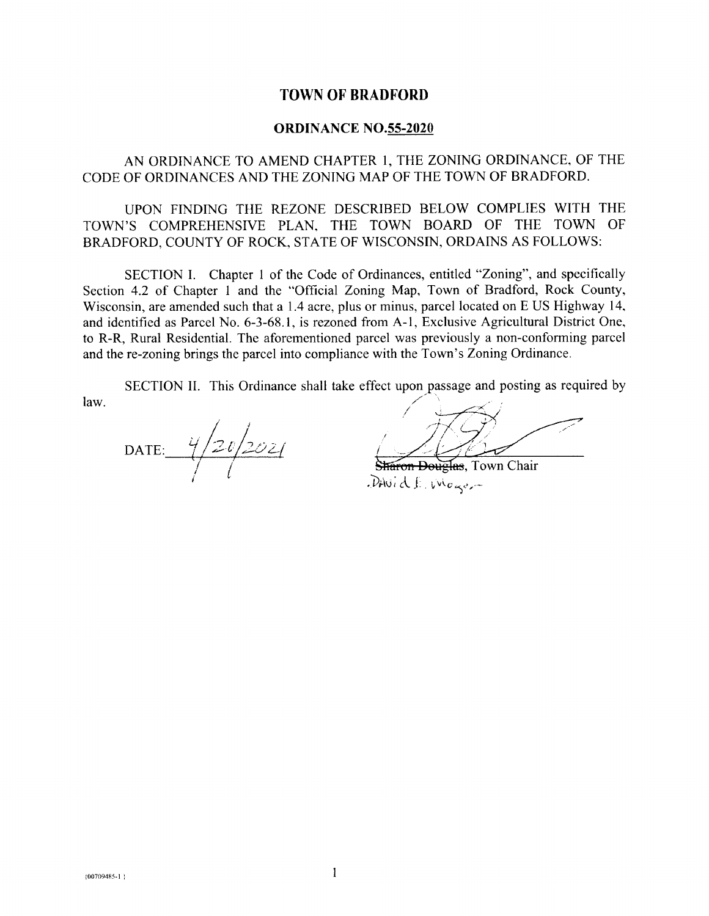# TOWN OF BRADFORD

## ORDINANCE NO.55-2020

AN ORDINANCE TO AMEND CHAPTER 1, THE ZONING ORDINANCE, OF THE CODE OF ORDINANCES AND THE ZONING MAP OF THE TOWN OF BRADFORD.

UPON FINDING THE REZONE DESCRIBED BELOW COMPLIES WITH THE TOWN'S COMPREHENSIVE PLAN, THE TOWN BOARD OF THE TOWN OF BRADFORD, COUNTY OF ROCK, STATE OF WISCONSIN, ORDAINS AS FOLLOWS:

SECTION I. Chapter 1 of the Code of Ordinances, entitled "Zoning", and specifically Section 4.2 of Chapter 1 and the "Official Zoning Map, Town of Bradford, Rock County, Wisconsin, are amended such that a 1.4 acre, plus or minus, parcel located on E US Highway 14, and identified as Parcel No. 6-3-68.1, is rezoned from A-1, Exclusive Agricultural District One, to R-R, Rural Residential. The aforementioned parcel was previously a non-conforming parcel and the re-zoning brings the parcel into compliance with the Town's Zoning Ordinance.

SECTION II. This Ordinance shall take effect upon passage and posting as required by law.

DATE: 4/20/2021

~~Sharon Douglas~~, Town Chair
David E. Moeger